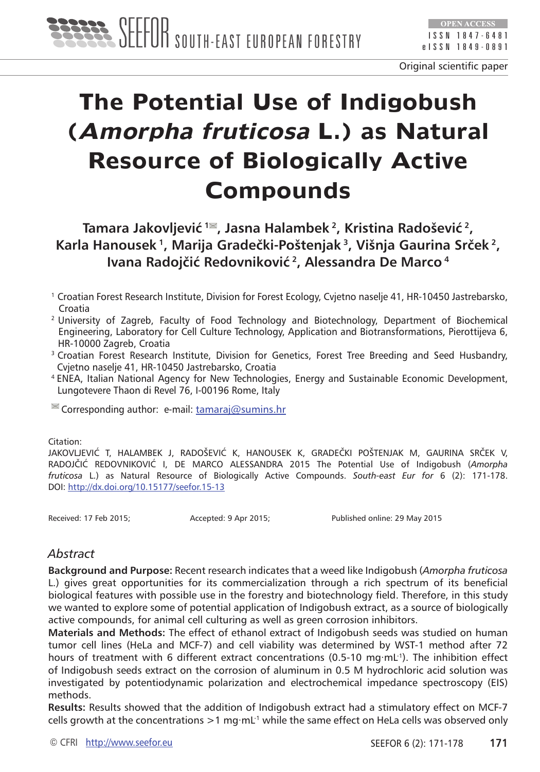Original scientific paper

# The Potential Use of Indigobush (*Amorpha fruticosa* L.) as Natural Resource of Biologically Active Compounds

**Tamara Jakovljević [1], Jasna Halambek [2], Kristina Radošević [2], Karla Hanousek [1], Marija Gradečki-Poštenjak [3], Višnja Gaurina Srček [2], Ivana Radojčić Redovniković [2], Alessandra De Marco [4]**

[1] Croatian Forest Research Institute, Division for Forest Ecology, Cvjetno naselje 41, HR-10450 Jastrebarsko, Croatia

[2] University of Zagreb, Faculty of Food Technology and Biotechnology, Department of Biochemical Engineering, Laboratory for Cell Culture Technology, Application and Biotransformations, Pierottijeva 6, HR-10000 Zagreb, Croatia

[3] Croatian Forest Research Institute, Division for Genetics, Forest Tree Breeding and Seed Husbandry, Cvjetno naselje 41, HR-10450 Jastrebarsko, Croatia

[4] ENEA, Italian National Agency for New Technologies, Energy and Sustainable Economic Development, Lungotevere Thaon di Revel 76, I-00196 Rome, Italy

Corresponding author: e-mail: tamaraj@sumins.hr

Citation:
JAKOVLJEVIĆ T, HALAMBEK J, RADOŠEVIĆ K, HANOUSEK K, GRADEČKI POŠTENJAK M, GAURINA SRČEK V, RADOJČIĆ REDOVNIKOVIĆ I, DE MARCO ALESSANDRA 2015 The Potential Use of Indigobush (*Amorpha fruticosa* L.) as Natural Resource of Biologically Active Compounds. *South-east Eur for* 6 (2): 171-178. DOI: http://dx.doi.org/10.15177/seefor.15-13

Received: 17 Feb 2015; Accepted: 9 Apr 2015; Published online: 29 May 2015

## *Abstract*

**Background and Purpose:** Recent research indicates that a weed like Indigobush (*Amorpha fruticosa* L.) gives great opportunities for its commercialization through a rich spectrum of its beneficial biological features with possible use in the forestry and biotechnology field. Therefore, in this study we wanted to explore some of potential application of Indigobush extract, as a source of biologically active compounds, for animal cell culturing as well as green corrosion inhibitors.

**Materials and Methods:** The effect of ethanol extract of Indigobush seeds was studied on human tumor cell lines (HeLa and MCF-7) and cell viability was determined by WST-1 method after 72 hours of treatment with 6 different extract concentrations (0.5-10 mg·mL$^{-1}$). The inhibition effect of Indigobush seeds extract on the corrosion of aluminum in 0.5 M hydrochloric acid solution was investigated by potentiodynamic polarization and electrochemical impedance spectroscopy (EIS) methods.

**Results:** Results showed that the addition of Indigobush extract had a stimulatory effect on MCF-7 cells growth at the concentrations >1 mg·mL$^{-1}$ while the same effect on HeLa cells was observed only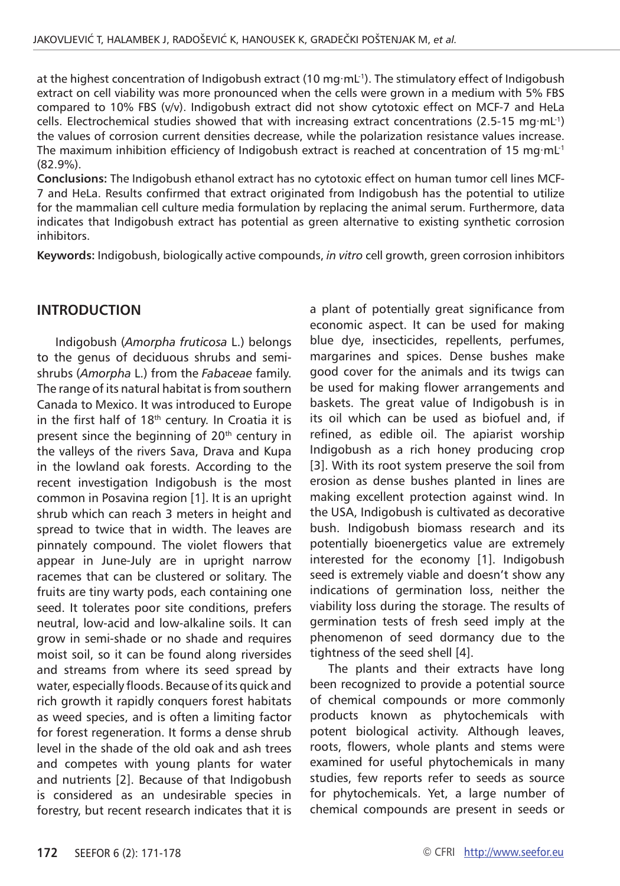at the highest concentration of Indigobush extract (10 mg·mL$^{-1}$). The stimulatory effect of Indigobush extract on cell viability was more pronounced when the cells were grown in a medium with 5% FBS compared to 10% FBS (v/v). Indigobush extract did not show cytotoxic effect on MCF-7 and HeLa cells. Electrochemical studies showed that with increasing extract concentrations (2.5-15 mg·mL$^{-1}$) the values of corrosion current densities decrease, while the polarization resistance values increase. The maximum inhibition efficiency of Indigobush extract is reached at concentration of 15 mg·mL$^{-1}$ (82.9%).

**Conclusions:** The Indigobush ethanol extract has no cytotoxic effect on human tumor cell lines MCF-7 and HeLa. Results confirmed that extract originated from Indigobush has the potential to utilize for the mammalian cell culture media formulation by replacing the animal serum. Furthermore, data indicates that Indigobush extract has potential as green alternative to existing synthetic corrosion inhibitors.

**Keywords:** Indigobush, biologically active compounds, *in vitro* cell growth, green corrosion inhibitors

## INTRODUCTION

Indigobush (*Amorpha fruticosa* L.) belongs to the genus of deciduous shrubs and semi-shrubs (*Amorpha* L.) from the *Fabaceae* family. The range of its natural habitat is from southern Canada to Mexico. It was introduced to Europe in the first half of 18th century. In Croatia it is present since the beginning of 20th century in the valleys of the rivers Sava, Drava and Kupa in the lowland oak forests. According to the recent investigation Indigobush is the most common in Posavina region [1]. It is an upright shrub which can reach 3 meters in height and spread to twice that in width. The leaves are pinnately compound. The violet flowers that appear in June-July are in upright narrow racemes that can be clustered or solitary. The fruits are tiny warty pods, each containing one seed. It tolerates poor site conditions, prefers neutral, low-acid and low-alkaline soils. It can grow in semi-shade or no shade and requires moist soil, so it can be found along riversides and streams from where its seed spread by water, especially floods. Because of its quick and rich growth it rapidly conquers forest habitats as weed species, and is often a limiting factor for forest regeneration. It forms a dense shrub level in the shade of the old oak and ash trees and competes with young plants for water and nutrients [2]. Because of that Indigobush is considered as an undesirable species in forestry, but recent research indicates that it is a plant of potentially great significance from economic aspect. It can be used for making blue dye, insecticides, repellents, perfumes, margarines and spices. Dense bushes make good cover for the animals and its twigs can be used for making flower arrangements and baskets. The great value of Indigobush is in its oil which can be used as biofuel and, if refined, as edible oil. The apiarist worship Indigobush as a rich honey producing crop [3]. With its root system preserve the soil from erosion as dense bushes planted in lines are making excellent protection against wind. In the USA, Indigobush is cultivated as decorative bush. Indigobush biomass research and its potentially bioenergetics value are extremely interested for the economy [1]. Indigobush seed is extremely viable and doesn't show any indications of germination loss, neither the viability loss during the storage. The results of germination tests of fresh seed imply at the phenomenon of seed dormancy due to the tightness of the seed shell [4].

The plants and their extracts have long been recognized to provide a potential source of chemical compounds or more commonly products known as phytochemicals with potent biological activity. Although leaves, roots, flowers, whole plants and stems were examined for useful phytochemicals in many studies, few reports refer to seeds as source for phytochemicals. Yet, a large number of chemical compounds are present in seeds or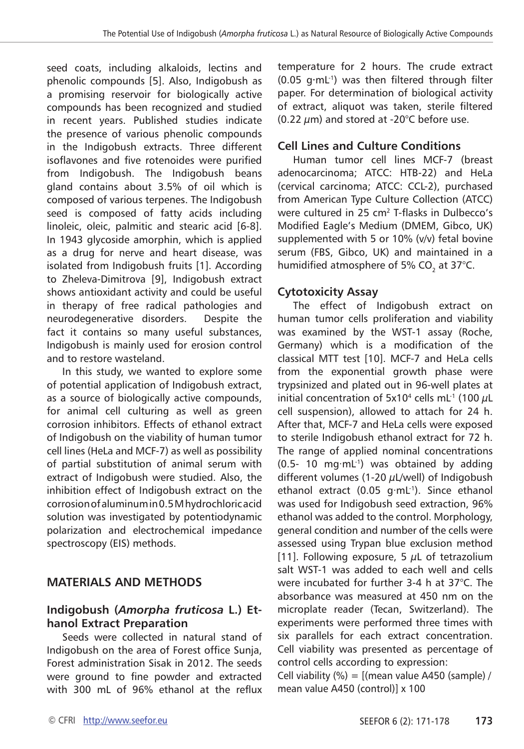seed coats, including alkaloids, lectins and phenolic compounds [5]. Also, Indigobush as a promising reservoir for biologically active compounds has been recognized and studied in recent years. Published studies indicate the presence of various phenolic compounds in the Indigobush extracts. Three different isoflavones and five rotenoides were purified from Indigobush. The Indigobush beans gland contains about 3.5% of oil which is composed of various terpenes. The Indigobush seed is composed of fatty acids including linoleic, oleic, palmitic and stearic acid [6-8]. In 1943 glycoside amorphin, which is applied as a drug for nerve and heart disease, was isolated from Indigobush fruits [1]. According to Zheleva-Dimitrova [9], Indigobush extract shows antioxidant activity and could be useful in therapy of free radical pathologies and neurodegenerative disorders. Despite the fact it contains so many useful substances, Indigobush is mainly used for erosion control and to restore wasteland.

In this study, we wanted to explore some of potential application of Indigobush extract, as a source of biologically active compounds, for animal cell culturing as well as green corrosion inhibitors. Effects of ethanol extract of Indigobush on the viability of human tumor cell lines (HeLa and MCF-7) as well as possibility of partial substitution of animal serum with extract of Indigobush were studied. Also, the inhibition effect of Indigobush extract on the corrosion of aluminum in 0.5 M hydrochloric acid solution was investigated by potentiodynamic polarization and electrochemical impedance spectroscopy (EIS) methods.

## MATERIALS AND METHODS

### Indigobush (*Amorpha fruticosa* L.) Ethanol Extract Preparation

Seeds were collected in natural stand of Indigobush on the area of Forest office Sunja, Forest administration Sisak in 2012. The seeds were ground to fine powder and extracted with 300 mL of 96% ethanol at the reflux temperature for 2 hours. The crude extract (0.05 $g \cdot mL^{-1}$) was then filtered through filter paper. For determination of biological activity of extract, aliquot was taken, sterile filtered (0.22 $\mu$m) and stored at -20°C before use.

### Cell Lines and Culture Conditions

Human tumor cell lines MCF-7 (breast adenocarcinoma; ATCC: HTB-22) and HeLa (cervical carcinoma; ATCC: CCL-2), purchased from American Type Culture Collection (ATCC) were cultured in 25 $cm^2$ T-flasks in Dulbecco's Modified Eagle's Medium (DMEM, Gibco, UK) supplemented with 5 or 10% (v/v) fetal bovine serum (FBS, Gibco, UK) and maintained in a humidified atmosphere of 5% $CO_2$ at 37°C.

### Cytotoxicity Assay

The effect of Indigobush extract on human tumor cells proliferation and viability was examined by the WST-1 assay (Roche, Germany) which is a modification of the classical MTT test [10]. MCF-7 and HeLa cells from the exponential growth phase were trypsinized and plated out in 96-well plates at initial concentration of $5 \times 10^4$ cells $mL^{-1}$ (100 $\mu$L cell suspension), allowed to attach for 24 h. After that, MCF-7 and HeLa cells were exposed to sterile Indigobush ethanol extract for 72 h. The range of applied nominal concentrations (0.5- 10 $mg \cdot mL^{-1}$) was obtained by adding different volumes (1-20 $\mu$L/well) of Indigobush ethanol extract (0.05 $g \cdot mL^{-1}$). Since ethanol was used for Indigobush seed extraction, 96% ethanol was added to the control. Morphology, general condition and number of the cells were assessed using Trypan blue exclusion method [11]. Following exposure, 5 $\mu$L of tetrazolium salt WST-1 was added to each well and cells were incubated for further 3-4 h at 37°C. The absorbance was measured at 450 nm on the microplate reader (Tecan, Switzerland). The experiments were performed three times with six parallels for each extract concentration. Cell viability was presented as percentage of control cells according to expression:

Cell viability (%) = [(mean value A450 (sample) / mean value A450 (control)] x 100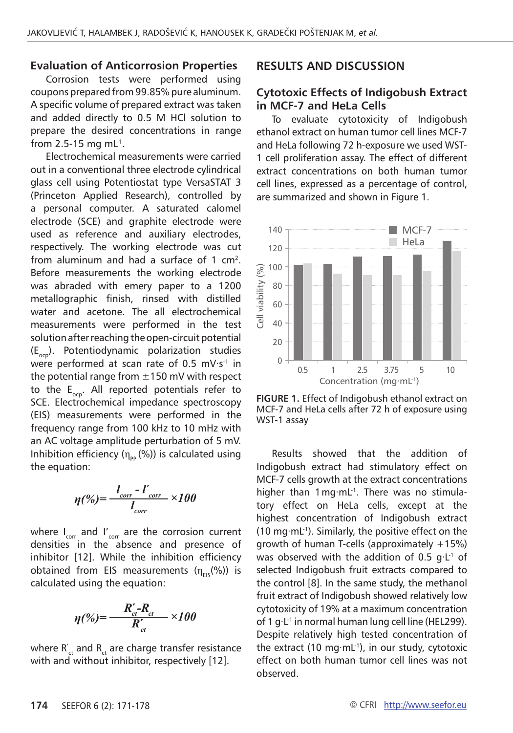## Evaluation of Anticorrosion Properties

Corrosion tests were performed using coupons prepared from 99.85% pure aluminum. A specific volume of prepared extract was taken and added directly to 0.5 M HCl solution to prepare the desired concentrations in range from 2.5-15 mg $mL^{-1}$.

Electrochemical measurements were carried out in a conventional three electrode cylindrical glass cell using Potentiostat type VersaSTAT 3 (Princeton Applied Research), controlled by a personal computer. A saturated calomel electrode (SCE) and graphite electrode were used as reference and auxiliary electrodes, respectively. The working electrode was cut from aluminum and had a surface of 1 $cm^2$. Before measurements the working electrode was abraded with emery paper to a 1200 metallographic finish, rinsed with distilled water and acetone. The all electrochemical measurements were performed in the test solution after reaching the open-circuit potential ($E_{ocp}$). Potentiodynamic polarization studies were performed at scan rate of 0.5 mV·$s^{-1}$ in the potential range from ±150 mV with respect to the $E_{ocp}$. All reported potentials refer to SCE. Electrochemical impedance spectroscopy (EIS) measurements were performed in the frequency range from 100 kHz to 10 mHz with an AC voltage amplitude perturbation of 5 mV. Inhibition efficiency ($\eta_{PP}$(%)) is calculated using the equation:

$$\eta(\%) = \frac{I_{corr} - I'_{corr}}{I_{corr}} \times 100$$

where $I_{corr}$ and $I'_{corr}$ are the corrosion current densities in the absence and presence of inhibitor [12]. While the inhibition efficiency obtained from EIS measurements ($\eta_{EIS}$(%)) is calculated using the equation:

$$\eta(\%) = \frac{R'_{ct} - R_{ct}}{R'_{ct}} \times 100$$

where $R'_{ct}$ and $R_{ct}$ are charge transfer resistance with and without inhibitor, respectively [12].

# RESULTS AND DISCUSSION

## Cytotoxic Effects of Indigobush Extract in MCF-7 and HeLa Cells

To evaluate cytotoxicity of Indigobush ethanol extract on human tumor cell lines MCF-7 and HeLa following 72 h-exposure we used WST-1 cell proliferation assay. The effect of different extract concentrations on both human tumor cell lines, expressed as a percentage of control, are summarized and shown in Figure 1.

MCF-7
HeLa
Cell viability (%)
0
20
40
60
80
100
120
140
0.5
1
2.5
3.75
5
10
Concentration (mg·$mL^{-1}$)

**FIGURE 1.** Effect of Indigobush ethanol extract on MCF-7 and HeLa cells after 72 h of exposure using WST-1 assay

Results showed that the addition of Indigobush extract had stimulatory effect on MCF-7 cells growth at the extract concentrations higher than 1 mg·$mL^{-1}$. There was no stimulatory effect on HeLa cells, except at the highest concentration of Indigobush extract (10 mg·$mL^{-1}$). Similarly, the positive effect on the growth of human T-cells (approximately +15%) was observed with the addition of 0.5 g·$L^{-1}$ of selected Indigobush fruit extracts compared to the control [8]. In the same study, the methanol fruit extract of Indigobush showed relatively low cytotoxicity of 19% at a maximum concentration of 1 g·$L^{-1}$ in normal human lung cell line (HEL299). Despite relatively high tested concentration of the extract (10 mg·$mL^{-1}$), in our study, cytotoxic effect on both human tumor cell lines was not observed.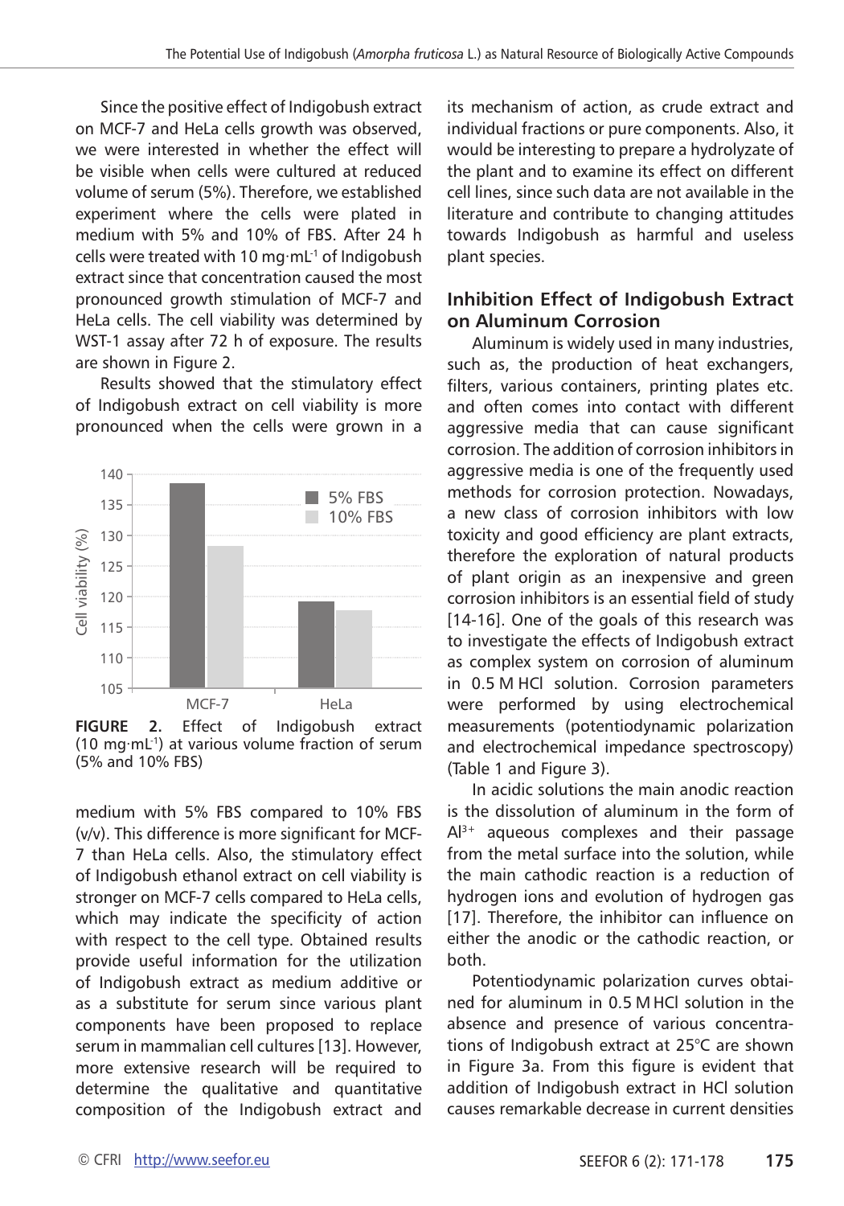Since the positive effect of Indigobush extract on MCF-7 and HeLa cells growth was observed, we were interested in whether the effect will be visible when cells were cultured at reduced volume of serum (5%). Therefore, we established experiment where the cells were plated in medium with 5% and 10% of FBS. After 24 h cells were treated with 10 mg·mL$^{-1}$ of Indigobush extract since that concentration caused the most pronounced growth stimulation of MCF-7 and HeLa cells. The cell viability was determined by WST-1 assay after 72 h of exposure. The results are shown in Figure 2.

Results showed that the stimulatory effect of Indigobush extract on cell viability is more pronounced when the cells were grown in a medium with 5% FBS compared to 10% FBS (v/v). This difference is more significant for MCF-7 than HeLa cells. Also, the stimulatory effect of Indigobush ethanol extract on cell viability is stronger on MCF-7 cells compared to HeLa cells, which may indicate the specificity of action with respect to the cell type. Obtained results provide useful information for the utilization of Indigobush extract as medium additive or as a substitute for serum since various plant components have been proposed to replace serum in mammalian cell cultures [13]. However, more extensive research will be required to determine the qualitative and quantitative composition of the Indigobush extract and its mechanism of action, as crude extract and individual fractions or pure components. Also, it would be interesting to prepare a hydrolyzate of the plant and to examine its effect on different cell lines, since such data are not available in the literature and contribute to changing attitudes towards Indigobush as harmful and useless plant species.

Cell viability (%)
140
135
130
125
120
115
110
105
MCF-7
HeLa
5% FBS
10% FBS

**FIGURE 2.** Effect of Indigobush extract (10 mg·mL$^{-1}$) at various volume fraction of serum (5% and 10% FBS)

## Inhibition Effect of Indigobush Extract on Aluminum Corrosion

Aluminum is widely used in many industries, such as, the production of heat exchangers, filters, various containers, printing plates etc. and often comes into contact with different aggressive media that can cause significant corrosion. The addition of corrosion inhibitors in aggressive media is one of the frequently used methods for corrosion protection. Nowadays, a new class of corrosion inhibitors with low toxicity and good efficiency are plant extracts, therefore the exploration of natural products of plant origin as an inexpensive and green corrosion inhibitors is an essential field of study [14-16]. One of the goals of this research was to investigate the effects of Indigobush extract as complex system on corrosion of aluminum in 0.5 M HCl solution. Corrosion parameters were performed by using electrochemical measurements (potentiodynamic polarization and electrochemical impedance spectroscopy) (Table 1 and Figure 3).

In acidic solutions the main anodic reaction is the dissolution of aluminum in the form of $Al^{3+}$ aqueous complexes and their passage from the metal surface into the solution, while the main cathodic reaction is a reduction of hydrogen ions and evolution of hydrogen gas [17]. Therefore, the inhibitor can influence on either the anodic or the cathodic reaction, or both.

Potentiodynamic polarization curves obtained for aluminum in 0.5 M HCl solution in the absence and presence of various concentrations of Indigobush extract at 25°C are shown in Figure 3a. From this figure is evident that addition of Indigobush extract in HCl solution causes remarkable decrease in current densities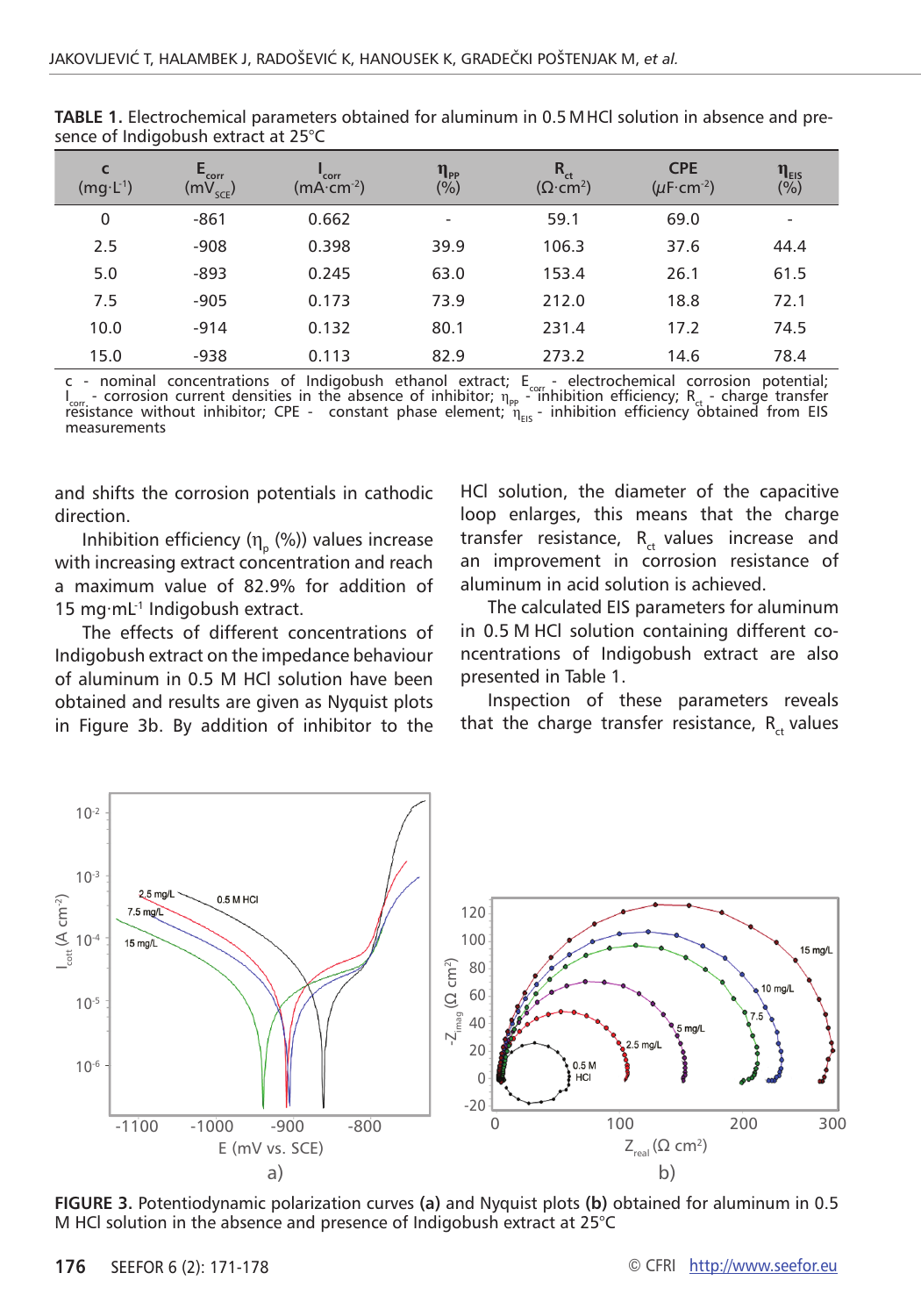**TABLE 1.** Electrochemical parameters obtained for aluminum in 0.5 M HCl solution in absence and presence of Indigobush extract at 25°C

| c ($mg \cdot L^{-1}$) | $E_{corr}$ ($mV_{SCE}$) | $I_{corr}$ ($mA \cdot cm^{-2}$) | $\eta_{PP}$ (%) | $R_{ct}$ ($\Omega \cdot cm^2$) | CPE ($\mu F \cdot cm^{-2}$) | $\eta_{EIS}$ (%) |
|---|---|---|---|---|---|---|
| 0 | -861 | 0.662 | - | 59.1 | 69.0 | - |
| 2.5 | -908 | 0.398 | 39.9 | 106.3 | 37.6 | 44.4 |
| 5.0 | -893 | 0.245 | 63.0 | 153.4 | 26.1 | 61.5 |
| 7.5 | -905 | 0.173 | 73.9 | 212.0 | 18.8 | 72.1 |
| 10.0 | -914 | 0.132 | 80.1 | 231.4 | 17.2 | 74.5 |
| 15.0 | -938 | 0.113 | 82.9 | 273.2 | 14.6 | 78.4 |

c - nominal concentrations of Indigobush ethanol extract; $E_{corr}$ - electrochemical corrosion potential; $I_{corr}$ - corrosion current densities in the absence of inhibitor; $\eta_{PP}$ - inhibition efficiency; $R_{ct}$ - charge transfer resistance without inhibitor; CPE - constant phase element; $\eta_{EIS}$ - inhibition efficiency obtained from EIS measurements

and shifts the corrosion potentials in cathodic direction.

Inhibition efficiency ($\eta_p$ (%)) values increase with increasing extract concentration and reach a maximum value of 82.9% for addition of 15 $mg \cdot mL^{-1}$ Indigobush extract.

The effects of different concentrations of Indigobush extract on the impedance behaviour of aluminum in 0.5 M HCl solution have been obtained and results are given as Nyquist plots in Figure 3b. By addition of inhibitor to the HCl solution, the diameter of the capacitive loop enlarges, this means that the charge transfer resistance, $R_{ct}$ values increase and an improvement in corrosion resistance of aluminum in acid solution is achieved.

The calculated EIS parameters for aluminum in 0.5 M HCl solution containing different concentrations of Indigobush extract are also presented in Table 1.

Inspection of these parameters reveals that the charge transfer resistance, $R_{ct}$ values

$10^{-2}$
$10^{-3}$
$10^{-4}$
$10^{-5}$
$10^{-6}$
$I_{cott}$ (A cm$^{-2}$)
2.5 mg/L
7.5 mg/L
15 mg/L
0.5 M HCl
-1100 -1000 -900 -800
E (mV vs. SCE)
a)

120
100
80
60
40
20
0
-20
$-Z_{imag}$ ($\Omega$ cm$^2$)
15 mg/L
10 mg/L
7.5
5 mg/L
2.5 mg/L
0.5 M HCl
0 100 200 300
$Z_{real}$ ($\Omega$ cm$^2$)
b)

**FIGURE 3.** Potentiodynamic polarization curves **(a)** and Nyquist plots **(b)** obtained for aluminum in 0.5 M HCl solution in the absence and presence of Indigobush extract at 25°C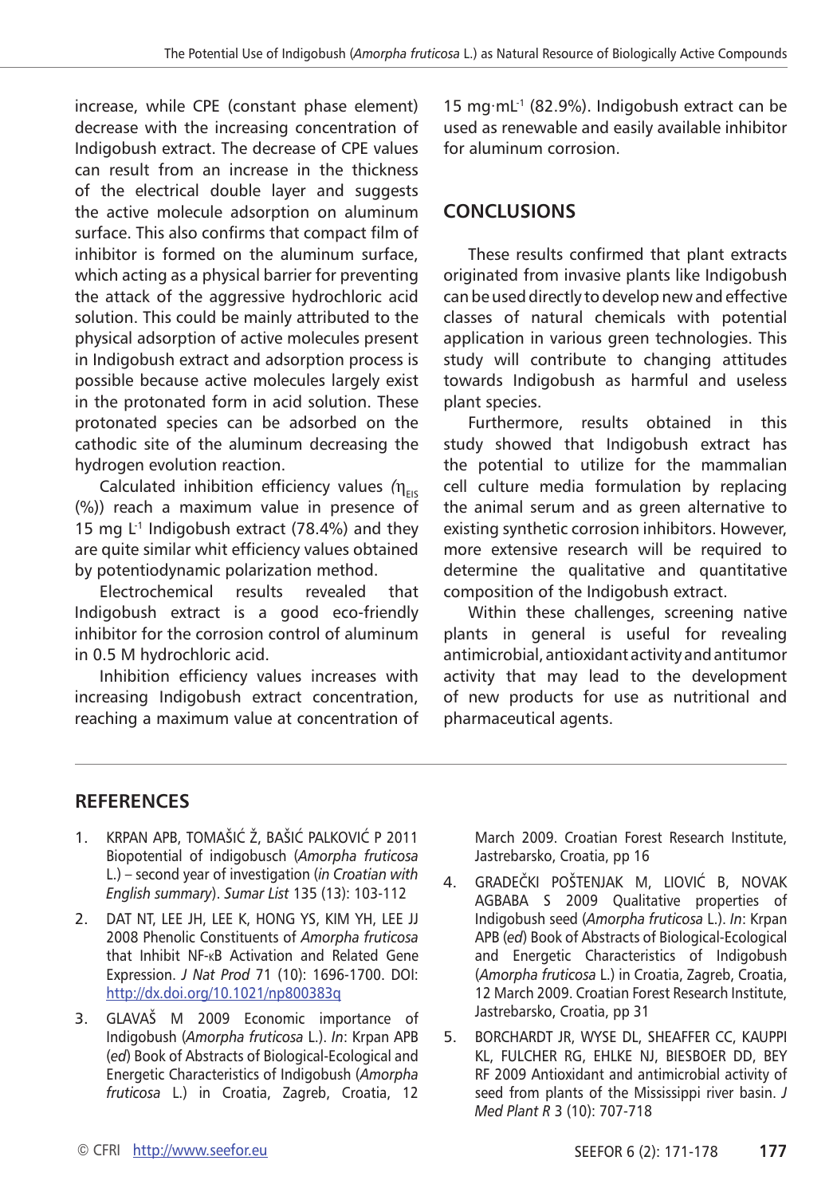increase, while CPE (constant phase element) decrease with the increasing concentration of Indigobush extract. The decrease of CPE values can result from an increase in the thickness of the electrical double layer and suggests the active molecule adsorption on aluminum surface. This also confirms that compact film of inhibitor is formed on the aluminum surface, which acting as a physical barrier for preventing the attack of the aggressive hydrochloric acid solution. This could be mainly attributed to the physical adsorption of active molecules present in Indigobush extract and adsorption process is possible because active molecules largely exist in the protonated form in acid solution. These protonated species can be adsorbed on the cathodic site of the aluminum decreasing the hydrogen evolution reaction.

Calculated inhibition efficiency values ($\eta_{EIS}$ (%)) reach a maximum value in presence of 15 mg $L^{-1}$ Indigobush extract (78.4%) and they are quite similar whit efficiency values obtained by potentiodynamic polarization method.

Electrochemical results revealed that Indigobush extract is a good eco-friendly inhibitor for the corrosion control of aluminum in 0.5 M hydrochloric acid.

Inhibition efficiency values increases with increasing Indigobush extract concentration, reaching a maximum value at concentration of 15 mg·$mL^{-1}$ (82.9%). Indigobush extract can be used as renewable and easily available inhibitor for aluminum corrosion.

## CONCLUSIONS

These results confirmed that plant extracts originated from invasive plants like Indigobush can be used directly to develop new and effective classes of natural chemicals with potential application in various green technologies. This study will contribute to changing attitudes towards Indigobush as harmful and useless plant species.

Furthermore, results obtained in this study showed that Indigobush extract has the potential to utilize for the mammalian cell culture media formulation by replacing the animal serum and as green alternative to existing synthetic corrosion inhibitors. However, more extensive research will be required to determine the qualitative and quantitative composition of the Indigobush extract.

Within these challenges, screening native plants in general is useful for revealing antimicrobial, antioxidant activity and antitumor activity that may lead to the development of new products for use as nutritional and pharmaceutical agents.

## REFERENCES

1. KRPAN APB, TOMAŠIĆ Ž, BAŠIĆ PALKOVIĆ P 2011 Biopotential of indigobusch (*Amorpha fruticosa* L.) – second year of investigation (*in Croatian with English summary*). *Sumar List* 135 (13): 103-112
2. DAT NT, LEE JH, LEE K, HONG YS, KIM YH, LEE JJ 2008 Phenolic Constituents of *Amorpha fruticosa* that Inhibit NF-κB Activation and Related Gene Expression. *J Nat Prod* 71 (10): 1696-1700. DOI: http://dx.doi.org/10.1021/np800383q
3. GLAVAŠ M 2009 Economic importance of Indigobush (*Amorpha fruticosa* L.). *In*: Krpan APB (*ed*) Book of Abstracts of Biological-Ecological and Energetic Characteristics of Indigobush (*Amorpha fruticosa* L.) in Croatia, Zagreb, Croatia, 12 March 2009. Croatian Forest Research Institute, Jastrebarsko, Croatia, pp 16
4. GRADEČKI POŠTENJAK M, LIOVIĆ B, NOVAK AGBABA S 2009 Qualitative properties of Indigobush seed (*Amorpha fruticosa* L.). *In*: Krpan APB (*ed*) Book of Abstracts of Biological-Ecological and Energetic Characteristics of Indigobush (*Amorpha fruticosa* L.) in Croatia, Zagreb, Croatia, 12 March 2009. Croatian Forest Research Institute, Jastrebarsko, Croatia, pp 31
5. BORCHARDT JR, WYSE DL, SHEAFFER CC, KAUPPI KL, FULCHER RG, EHLKE NJ, BIESBOER DD, BEY RF 2009 Antioxidant and antimicrobial activity of seed from plants of the Mississippi river basin. *J Med Plant R* 3 (10): 707-718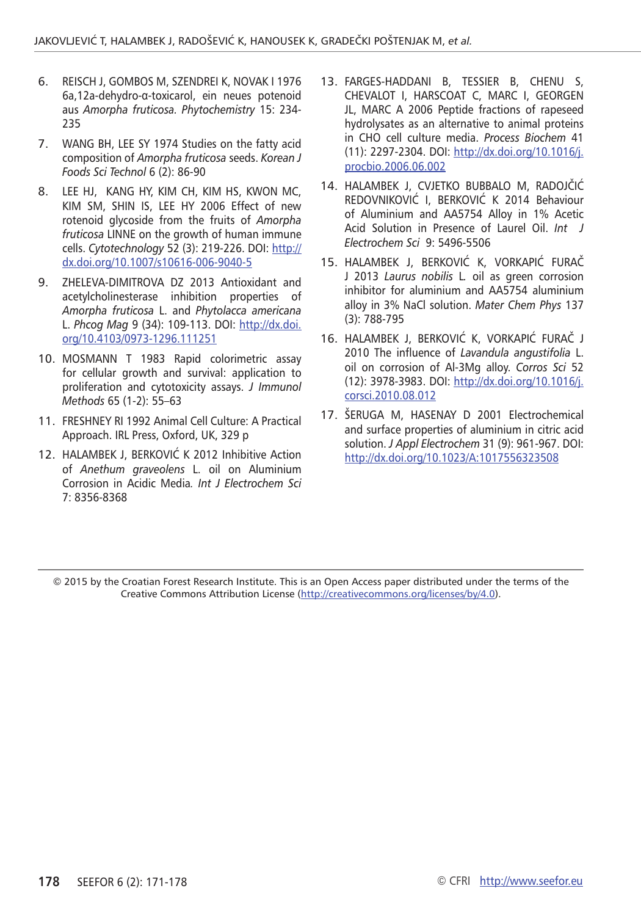6. REISCH J, GOMBOS M, SZENDREI K, NOVAK I 1976 6a,12a-dehydro-α-toxicarol, ein neues potenoid aus *Amorpha fruticosa. Phytochemistry* 15: 234-235

7. WANG BH, LEE SY 1974 Studies on the fatty acid composition of *Amorpha fruticosa* seeds. *Korean J Foods Sci Technol* 6 (2): 86-90

8. LEE HJ, KANG HY, KIM CH, KIM HS, KWON MC, KIM SM, SHIN IS, LEE HY 2006 Effect of new rotenoid glycoside from the fruits of *Amorpha fruticosa* LINNE on the growth of human immune cells. *Cytotechnology* 52 (3): 219-226. DOI: http://dx.doi.org/10.1007/s10616-006-9040-5

9. ZHELEVA-DIMITROVA DZ 2013 Antioxidant and acetylcholinesterase inhibition properties of *Amorpha fruticosa* L. and *Phytolacca americana* L. *Phcog Mag* 9 (34): 109-113. DOI: http://dx.doi.org/10.4103/0973-1296.111251

10. MOSMANN T 1983 Rapid colorimetric assay for cellular growth and survival: application to proliferation and cytotoxicity assays. *J Immunol Methods* 65 (1-2): 55–63

11. FRESHNEY RI 1992 Animal Cell Culture: A Practical Approach. IRL Press, Oxford, UK, 329 p

12. HALAMBEK J, BERKOVIĆ K 2012 Inhibitive Action of *Anethum graveolens* L. oil on Aluminium Corrosion in Acidic Media*. Int J Electrochem Sci* 7: 8356-8368

13. FARGES-HADDANI B, TESSIER B, CHENU S, CHEVALOT I, HARSCOAT C, MARC I, GEORGEN JL, MARC A 2006 Peptide fractions of rapeseed hydrolysates as an alternative to animal proteins in CHO cell culture media. *Process Biochem* 41 (11): 2297-2304. DOI: http://dx.doi.org/10.1016/j.procbio.2006.06.002

14. HALAMBEK J, CVJETKO BUBBALO M, RADOJČIĆ REDOVNIKOVIĆ I, BERKOVIĆ K 2014 Behaviour of Aluminium and AA5754 Alloy in 1% Acetic Acid Solution in Presence of Laurel Oil. *Int J Electrochem Sci* 9: 5496-5506

15. HALAMBEK J, BERKOVIĆ K, VORKAPIĆ FURAČ J 2013 *Laurus nobilis* L. oil as green corrosion inhibitor for aluminium and AA5754 aluminium alloy in 3% NaCl solution. *Mater Chem Phys* 137 (3): 788-795

16. HALAMBEK J, BERKOVIĆ K, VORKAPIĆ FURAČ J 2010 The influence of *Lavandula angustifolia* L. oil on corrosion of Al-3Mg alloy. *Corros Sci* 52 (12): 3978-3983. DOI: http://dx.doi.org/10.1016/j.corsci.2010.08.012

17. ŠERUGA M, HASENAY D 2001 Electrochemical and surface properties of aluminium in citric acid solution. *J Appl Electrochem* 31 (9): 961-967. DOI: http://dx.doi.org/10.1023/A:1017556323508

© 2015 by the Croatian Forest Research Institute. This is an Open Access paper distributed under the terms of the Creative Commons Attribution License (http://creativecommons.org/licenses/by/4.0).